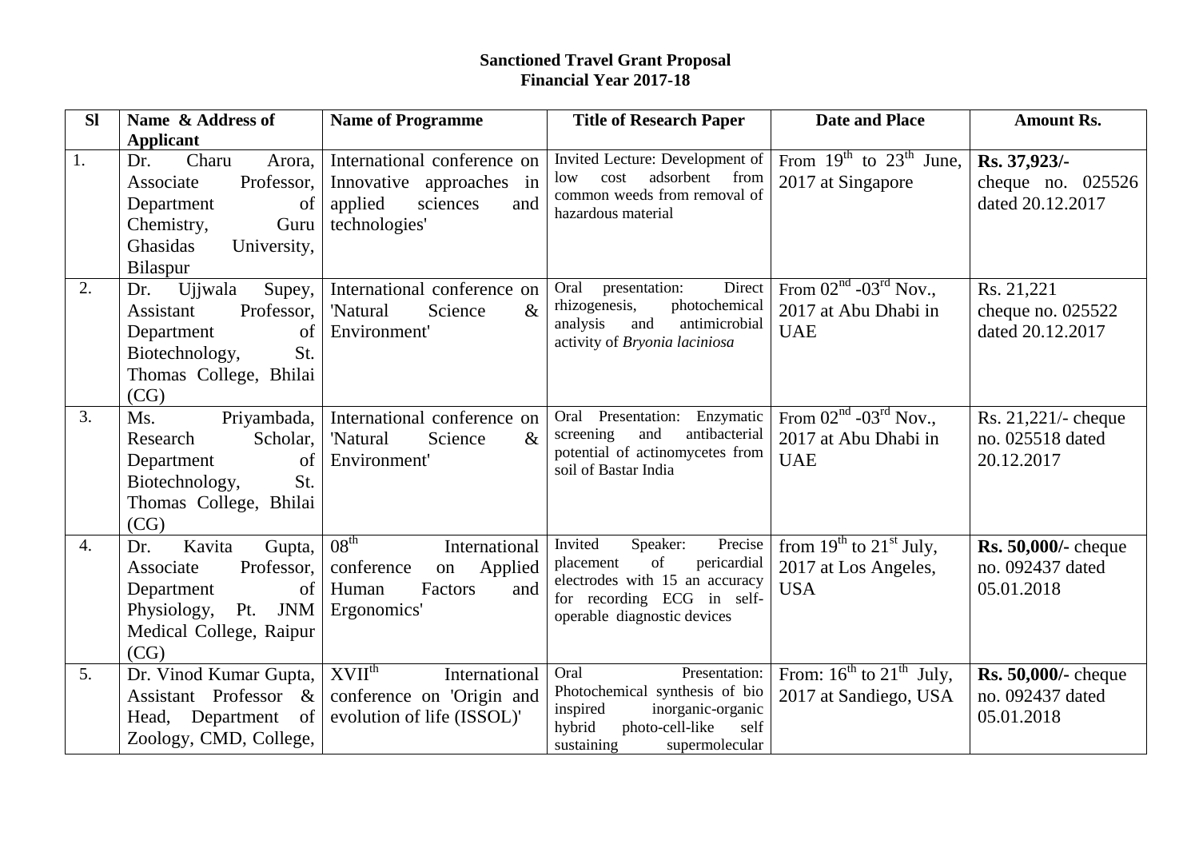**Sanctioned Travel Grant Proposal**
**Financial Year 2017-18**

| Sl | Name & Address of Applicant | Name of Programme | Title of Research Paper | Date and Place | Amount Rs. |
|---|---|---|---|---|---|
| 1. | Dr. Charu Arora, Associate Professor, Department of Chemistry, Guru Ghasidas University, Bilaspur | International conference on Innovative approaches in applied sciences and technologies' | Invited Lecture: Development of low cost adsorbent from common weeds from removal of hazardous material | From $19^{th}$ to $23^{th}$ June, 2017 at Singapore | **Rs. 37,923/-** cheque no. 025526 dated 20.12.2017 |
| 2. | Dr. Ujjwala Supey, Assistant Professor, Department of Biotechnology, St. Thomas College, Bhilai (CG) | International conference on 'Natural Science & Environment' | Oral presentation: Direct rhizogenesis, photochemical analysis and antimicrobial activity of *Bryonia laciniosa* | From $02^{nd}$ -$03^{rd}$ Nov., 2017 at Abu Dhabi in UAE | Rs. 21,221 cheque no. 025522 dated 20.12.2017 |
| 3. | Ms. Priyambada, Research Scholar, Department of Biotechnology, St. Thomas College, Bhilai (CG) | International conference on 'Natural Science & Environment' | Oral Presentation: Enzymatic screening and antibacterial potential of actinomycetes from soil of Bastar India | From $02^{nd}$ -$03^{rd}$ Nov., 2017 at Abu Dhabi in UAE | Rs. 21,221/- cheque no. 025518 dated 20.12.2017 |
| 4. | Dr. Kavita Gupta, Associate Professor, Department of Physiology, Pt. JNM Medical College, Raipur (CG) | $08^{th}$ International conference on Applied Human Factors and Ergonomics' | Invited Speaker: Precise placement of pericardial electrodes with 15 an accuracy for recording ECG in self-operable diagnostic devices | from $19^{th}$ to $21^{st}$ July, 2017 at Los Angeles, USA | **Rs. 50,000/-** cheque no. 092437 dated 05.01.2018 |
| 5. | Dr. Vinod Kumar Gupta, Assistant Professor & Head, Department of Zoology, CMD, College, | $XVII^{th}$ International conference on 'Origin and evolution of life (ISSOL)' | Oral Presentation: Photochemical synthesis of bio inspired inorganic-organic hybrid photo-cell-like self sustaining supermolecular | From: $16^{th}$ to $21^{th}$ July, 2017 at Sandiego, USA | **Rs. 50,000/-** cheque no. 092437 dated 05.01.2018 |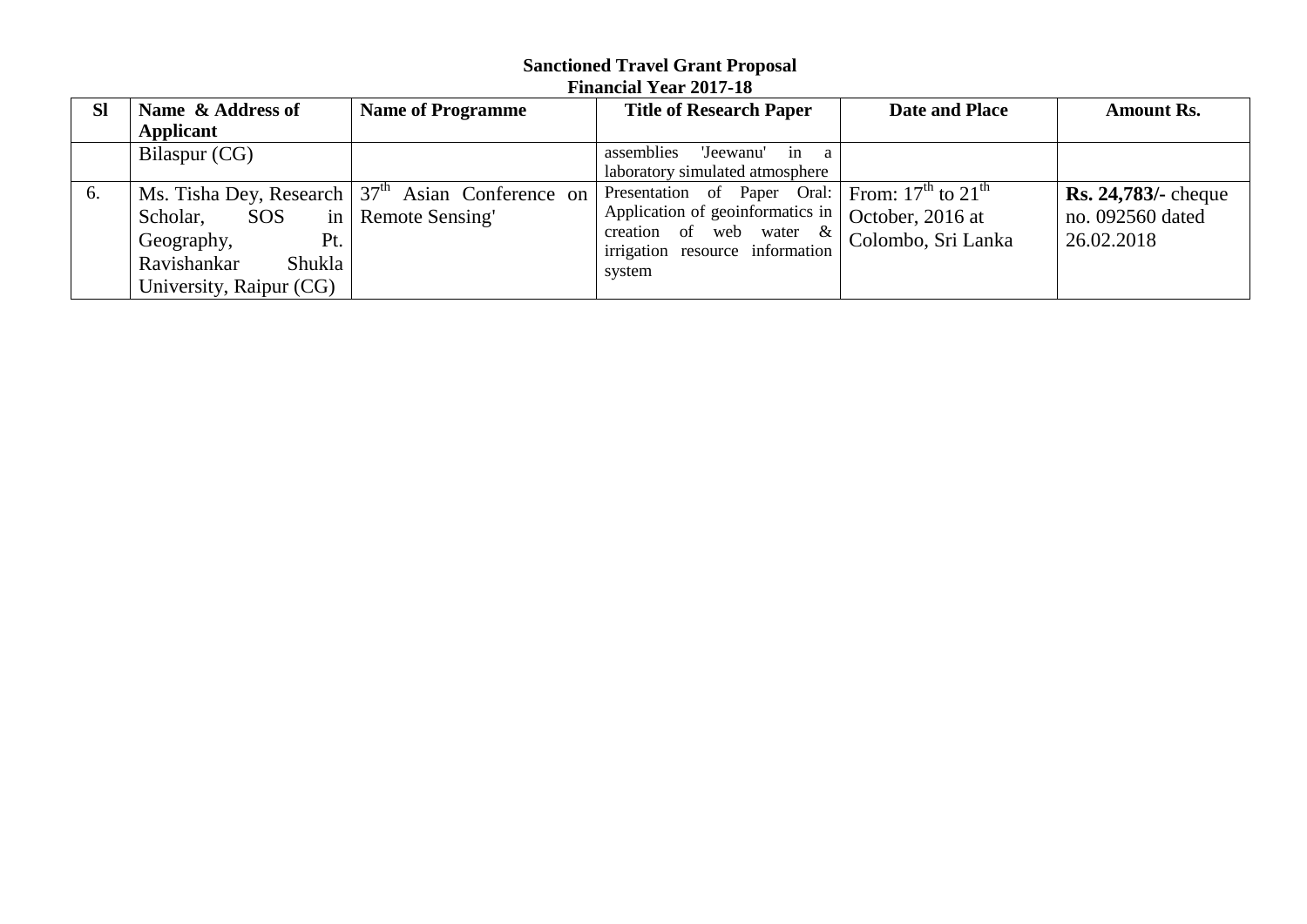**Sanctioned Travel Grant Proposal**
**Financial Year 2017-18**

| Sl | Name & Address of Applicant | Name of Programme | Title of Research Paper | Date and Place | Amount Rs. |
|---|---|---|---|---|---|
| | Bilaspur (CG) | | assemblies 'Jeewanu' in a laboratory simulated atmosphere | | |
| 6. | Ms. Tisha Dey, Research Scholar, SOS in Geography, Pt. Ravishankar Shukla University, Raipur (CG) | 37th Asian Conference on Remote Sensing' | Presentation of Paper Oral: Application of geoinformatics in creation of web water & irrigation resource information system | From: 17th to 21th October, 2016 at Colombo, Sri Lanka | **Rs. 24,783/-** cheque no. 092560 dated 26.02.2018 |